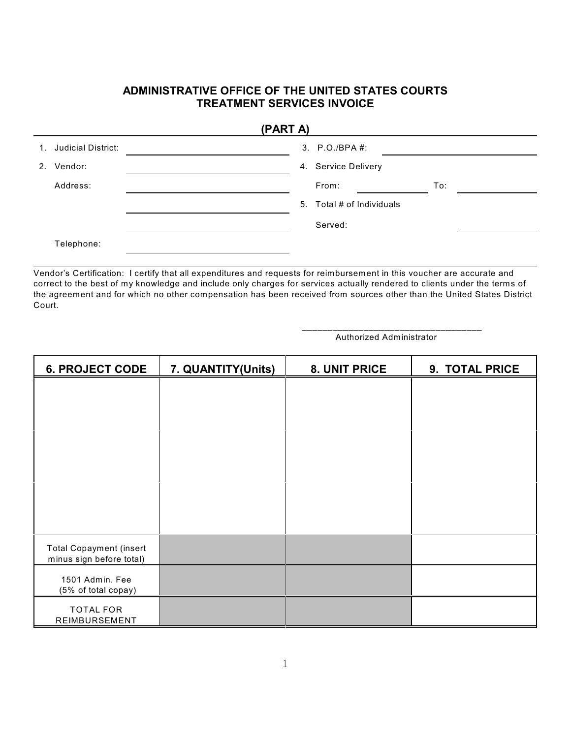# ADMINISTRATIVE OFFICE OF THE UNITED STATES COURTS
# TREATMENT SERVICES INVOICE

## (PART A)

1. Judicial District: \_\_\_\_\_\_\_\_\_\_\_\_\_\_\_\_\_\_\_\_\_\_\_\_

2. Vendor: \_\_\_\_\_\_\_\_\_\_\_\_\_\_\_\_\_\_\_\_\_\_\_\_

   Address: \_\_\_\_\_\_\_\_\_\_\_\_\_\_\_\_\_\_\_\_\_\_\_\_

   \_\_\_\_\_\_\_\_\_\_\_\_\_\_\_\_\_\_\_\_\_\_\_\_

   \_\_\_\_\_\_\_\_\_\_\_\_\_\_\_\_\_\_\_\_\_\_\_\_

   Telephone: \_\_\_\_\_\_\_\_\_\_\_\_\_\_\_\_\_\_\_\_\_\_\_\_

3. P.O./BPA #: \_\_\_\_\_\_\_\_\_\_\_\_\_\_\_\_\_\_\_\_\_\_\_\_

4. Service Delivery

   From: \_\_\_\_\_\_\_\_\_\_\_\_ To: \_\_\_\_\_\_\_\_\_\_\_\_

5. Total # of Individuals

   Served: \_\_\_\_\_\_\_\_\_\_\_\_

Vendor's Certification: I certify that all expenditures and requests for reimbursement in this voucher are accurate and correct to the best of my knowledge and include only charges for services actually rendered to clients under the terms of the agreement and for which no other compensation has been received from sources other than the United States District Court.

\_\_\_\_\_\_\_\_\_\_\_\_\_\_\_\_\_\_\_\_\_\_\_\_\_\_\_\_\_\_\_\_\_\_\_
Authorized Administrator

| 6. PROJECT CODE | 7. QUANTITY(Units) | 8. UNIT PRICE | 9. TOTAL PRICE |
|---|---|---|---|
| | | | |
| | | | |
| | | | |
| Total Copayment (insert minus sign before total) | | | |
| 1501 Admin. Fee (5% of total copay) | | | |
| TOTAL FOR REIMBURSEMENT | | | |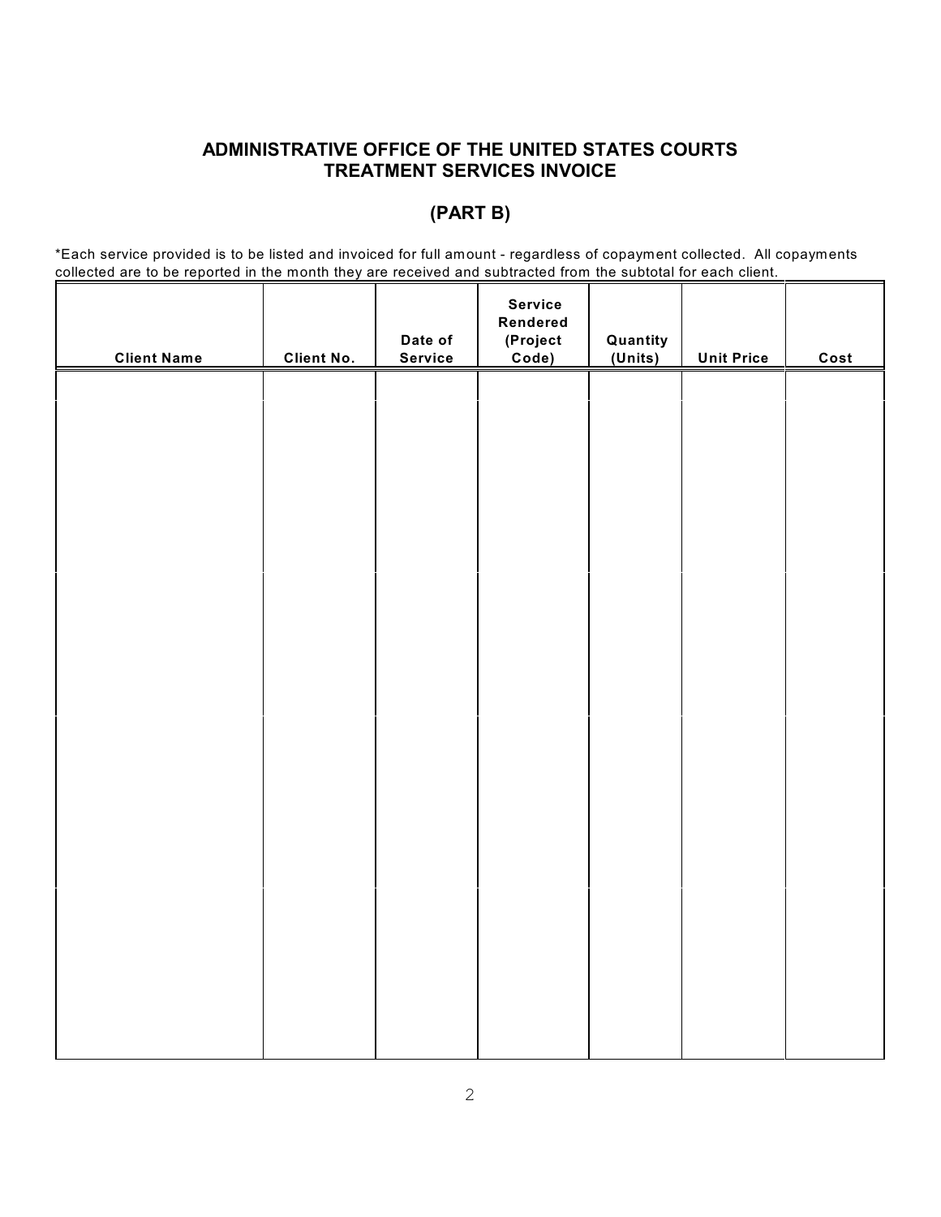## ADMINISTRATIVE OFFICE OF THE UNITED STATES COURTS
## TREATMENT SERVICES INVOICE

## (PART B)

*Each service provided is to be listed and invoiced for full amount - regardless of copayment collected. All copayments collected are to be reported in the month they are received and subtracted from the subtotal for each client.

| Client Name | Client No. | Date of Service | Service Rendered (Project Code) | Quantity (Units) | Unit Price | Cost |
|---|---|---|---|---|---|---|
| | | | | | | |
| | | | | | | |
| | | | | | | |
| | | | | | | |
| | | | | | | |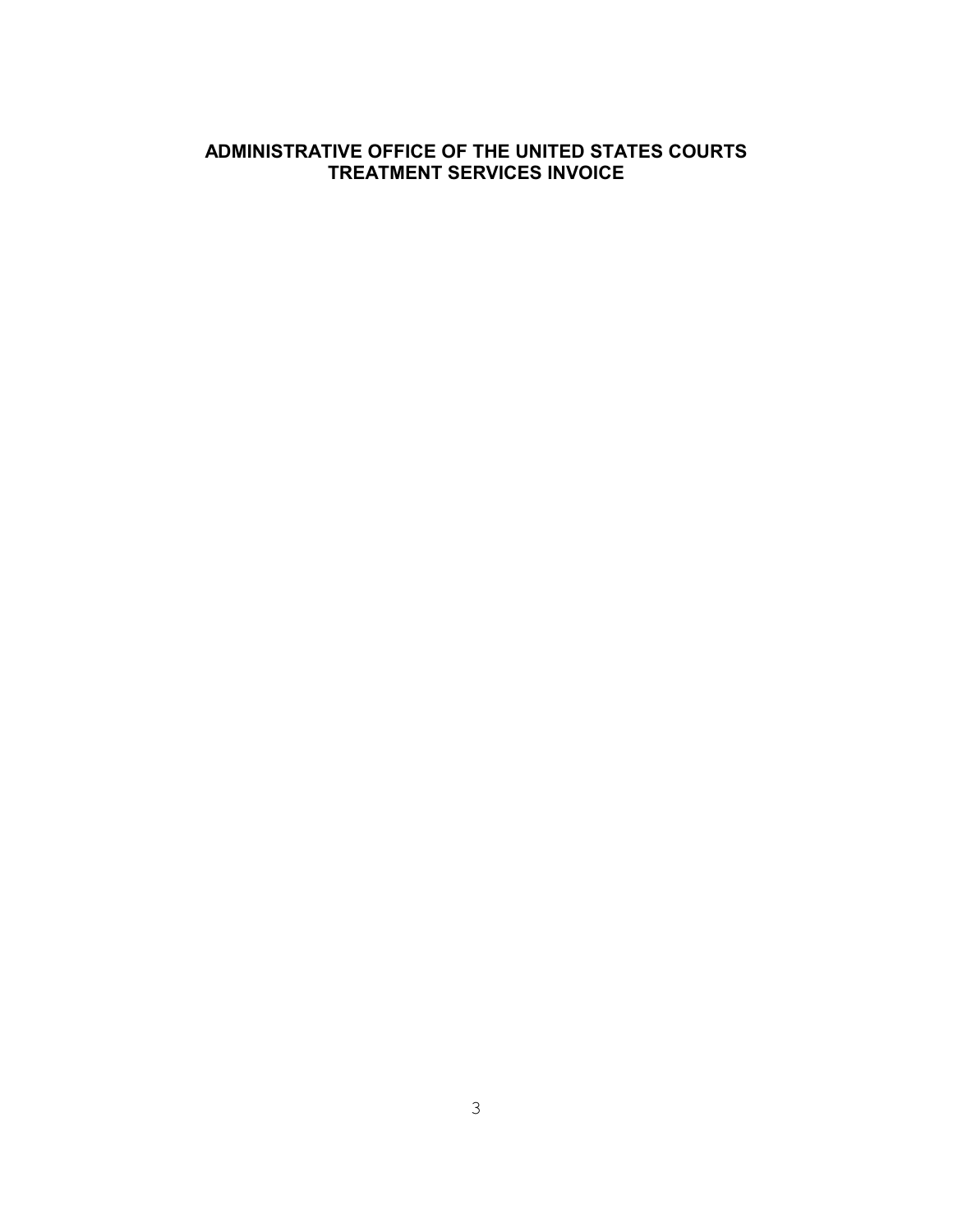**ADMINISTRATIVE OFFICE OF THE UNITED STATES COURTS**
**TREATMENT SERVICES INVOICE**